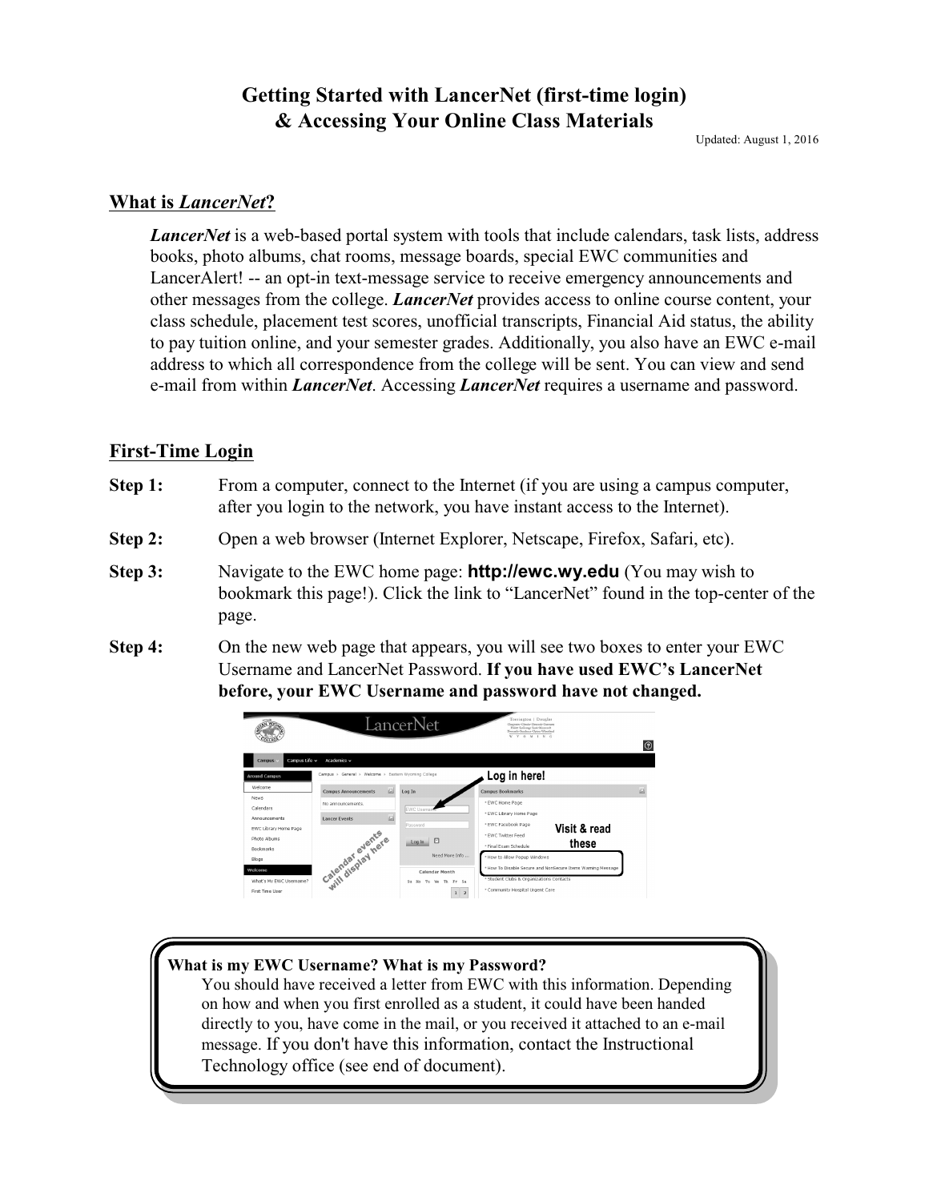# Getting Started with LancerNet (first-time login) & Accessing Your Online Class Materials

Updated: August 1, 2016

## What is *LancerNet*?

***LancerNet*** is a web-based portal system with tools that include calendars, task lists, address books, photo albums, chat rooms, message boards, special EWC communities and LancerAlert! -- an opt-in text-message service to receive emergency announcements and other messages from the college. ***LancerNet*** provides access to online course content, your class schedule, placement test scores, unofficial transcripts, Financial Aid status, the ability to pay tuition online, and your semester grades. Additionally, you also have an EWC e-mail address to which all correspondence from the college will be sent. You can view and send e-mail from within ***LancerNet***. Accessing ***LancerNet*** requires a username and password.

## First-Time Login

**Step 1:** From a computer, connect to the Internet (if you are using a campus computer, after you login to the network, you have instant access to the Internet).

**Step 2:** Open a web browser (Internet Explorer, Netscape, Firefox, Safari, etc).

**Step 3:** Navigate to the EWC home page: **http://ewc.wy.edu** (You may wish to bookmark this page!). Click the link to "LancerNet" found in the top-center of the page.

**Step 4:** On the new web page that appears, you will see two boxes to enter your EWC Username and LancerNet Password. **If you have used EWC's LancerNet before, your EWC Username and password have not changed.**

> **What is my EWC Username? What is my Password?**
> You should have received a letter from EWC with this information. Depending on how and when you first enrolled as a student, it could have been handed directly to you, have come in the mail, or you received it attached to an e-mail message. If you don't have this information, contact the Instructional Technology office (see end of document).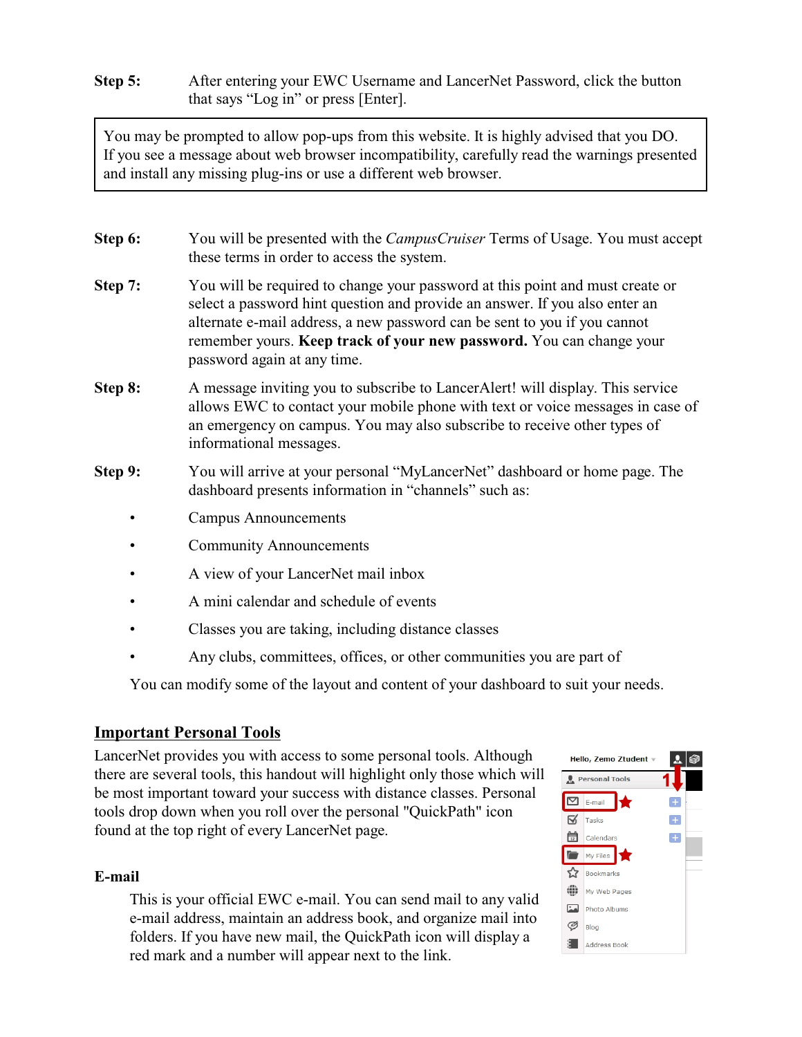**Step 5:** After entering your EWC Username and LancerNet Password, click the button that says "Log in" or press [Enter].

> You may be prompted to allow pop-ups from this website. It is highly advised that you DO. If you see a message about web browser incompatibility, carefully read the warnings presented and install any missing plug-ins or use a different web browser.

**Step 6:** You will be presented with the *CampusCruiser* Terms of Usage. You must accept these terms in order to access the system.

**Step 7:** You will be required to change your password at this point and must create or select a password hint question and provide an answer. If you also enter an alternate e-mail address, a new password can be sent to you if you cannot remember yours. **Keep track of your new password.** You can change your password again at any time.

**Step 8:** A message inviting you to subscribe to LancerAlert! will display. This service allows EWC to contact your mobile phone with text or voice messages in case of an emergency on campus. You may also subscribe to receive other types of informational messages.

**Step 9:** You will arrive at your personal "MyLancerNet" dashboard or home page. The dashboard presents information in "channels" such as:

- Campus Announcements
- Community Announcements
- A view of your LancerNet mail inbox
- A mini calendar and schedule of events
- Classes you are taking, including distance classes
- Any clubs, committees, offices, or other communities you are part of

You can modify some of the layout and content of your dashboard to suit your needs.

## Important Personal Tools

LancerNet provides you with access to some personal tools. Although there are several tools, this handout will highlight only those which will be most important toward your success with distance classes. Personal tools drop down when you roll over the personal "QuickPath" icon found at the top right of every LancerNet page.

### E-mail

This is your official EWC e-mail. You can send mail to any valid e-mail address, maintain an address book, and organize mail into folders. If you have new mail, the QuickPath icon will display a red mark and a number will appear next to the link.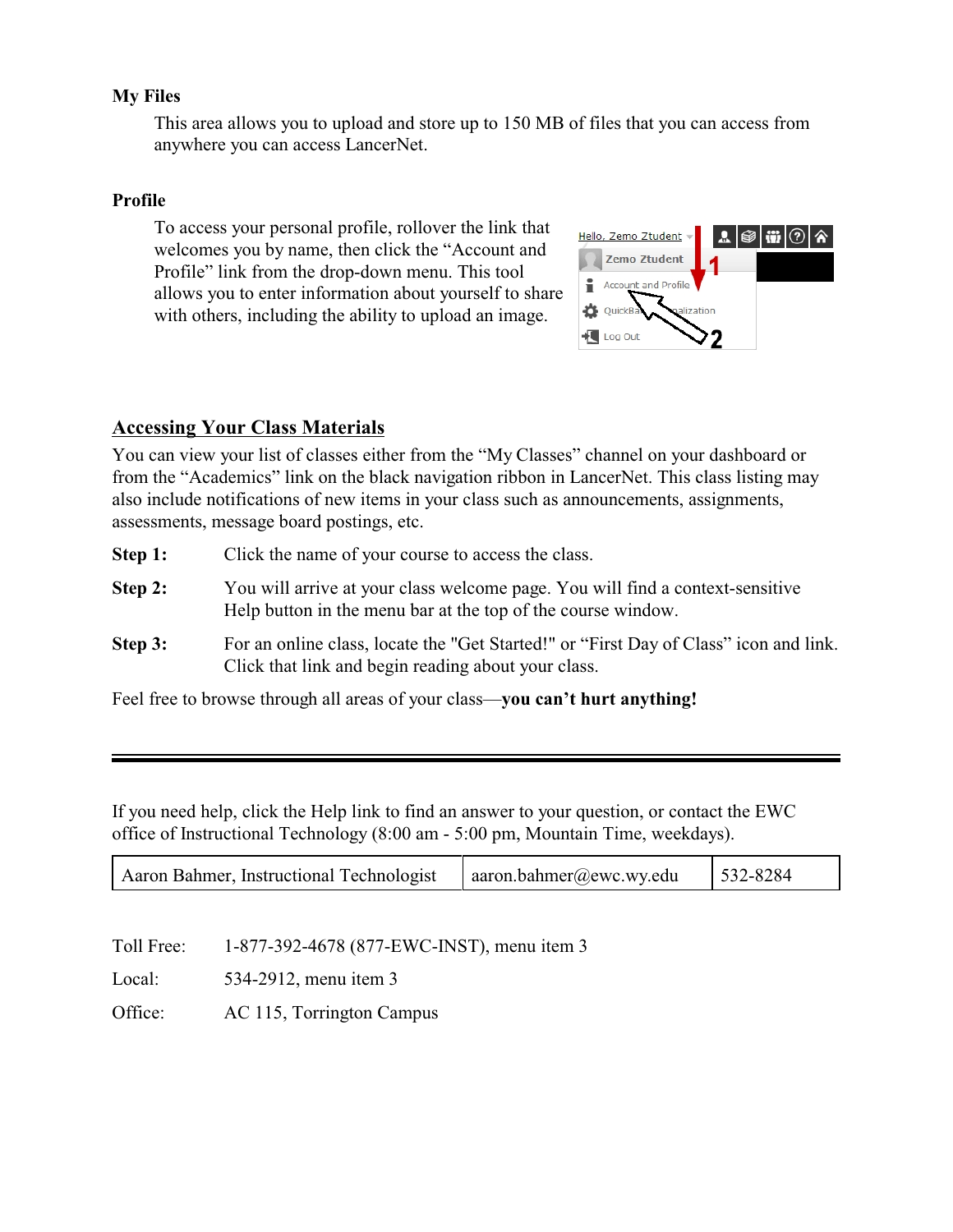### My Files

This area allows you to upload and store up to 150 MB of files that you can access from anywhere you can access LancerNet.

### Profile

To access your personal profile, rollover the link that welcomes you by name, then click the "Account and Profile" link from the drop-down menu. This tool allows you to enter information about yourself to share with others, including the ability to upload an image.

## Accessing Your Class Materials

You can view your list of classes either from the "My Classes" channel on your dashboard or from the "Academics" link on the black navigation ribbon in LancerNet. This class listing may also include notifications of new items in your class such as announcements, assignments, assessments, message board postings, etc.

**Step 1:** Click the name of your course to access the class.

**Step 2:** You will arrive at your class welcome page. You will find a context-sensitive Help button in the menu bar at the top of the course window.

**Step 3:** For an online class, locate the "Get Started!" or "First Day of Class" icon and link. Click that link and begin reading about your class.

Feel free to browse through all areas of your class—**you can't hurt anything!**

---

If you need help, click the Help link to find an answer to your question, or contact the EWC office of Instructional Technology (8:00 am - 5:00 pm, Mountain Time, weekdays).

| | | |
|---|---|---|
| Aaron Bahmer, Instructional Technologist | aaron.bahmer@ewc.wy.edu | 532-8284 |

Toll Free: 1-877-392-4678 (877-EWC-INST), menu item 3

Local: 534-2912, menu item 3

Office: AC 115, Torrington Campus